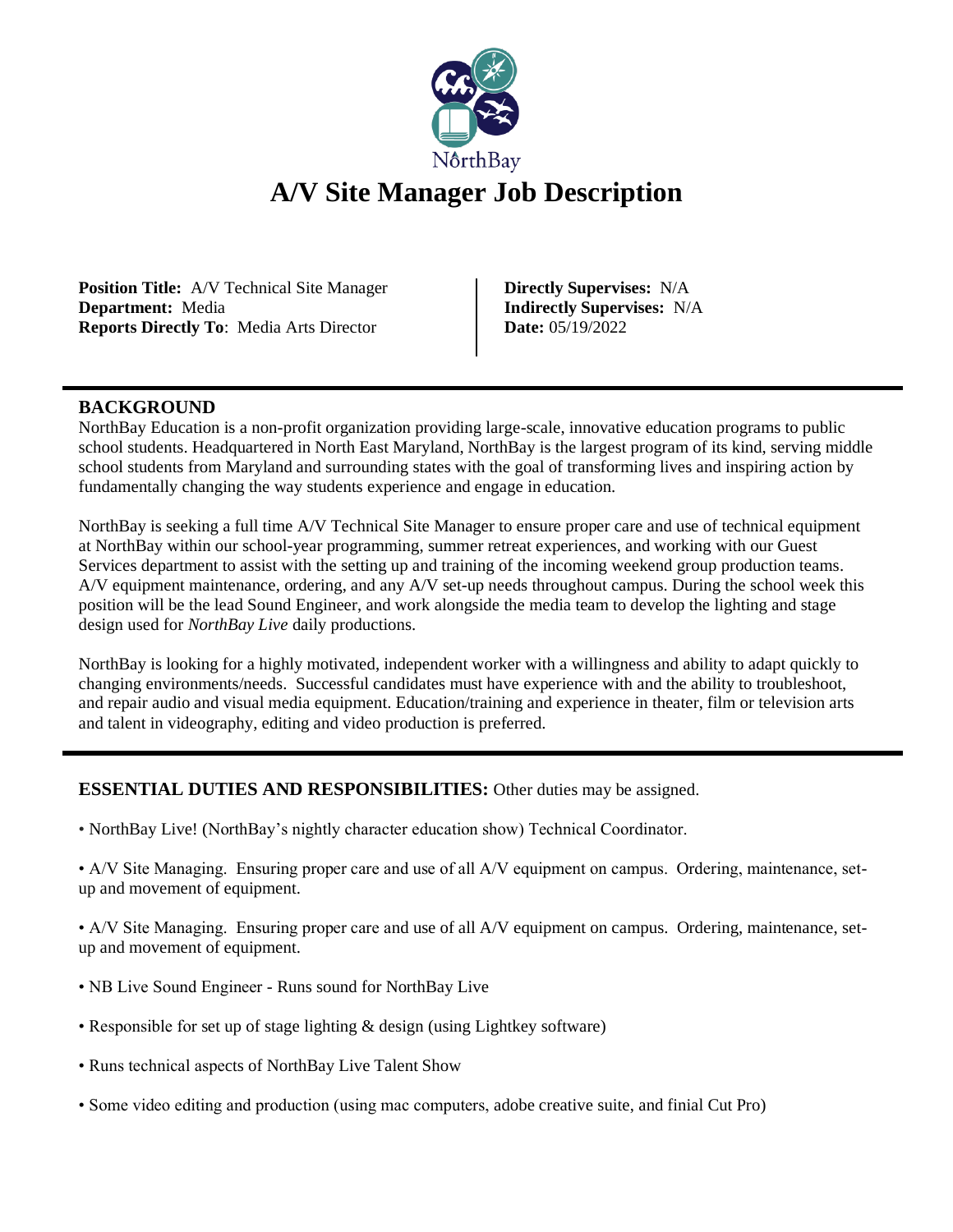NorthBay

# A/V Site Manager Job Description

**Position Title:** A/V Technical Site Manager
**Department:** Media
**Reports Directly To**: Media Arts Director

**Directly Supervises:** N/A
**Indirectly Supervises:** N/A
**Date:** 05/19/2022

## BACKGROUND

NorthBay Education is a non-profit organization providing large-scale, innovative education programs to public school students. Headquartered in North East Maryland, NorthBay is the largest program of its kind, serving middle school students from Maryland and surrounding states with the goal of transforming lives and inspiring action by fundamentally changing the way students experience and engage in education.

NorthBay is seeking a full time A/V Technical Site Manager to ensure proper care and use of technical equipment at NorthBay within our school-year programming, summer retreat experiences, and working with our Guest Services department to assist with the setting up and training of the incoming weekend group production teams. A/V equipment maintenance, ordering, and any A/V set-up needs throughout campus. During the school week this position will be the lead Sound Engineer, and work alongside the media team to develop the lighting and stage design used for *NorthBay Live* daily productions.

NorthBay is looking for a highly motivated, independent worker with a willingness and ability to adapt quickly to changing environments/needs. Successful candidates must have experience with and the ability to troubleshoot, and repair audio and visual media equipment. Education/training and experience in theater, film or television arts and talent in videography, editing and video production is preferred.

**ESSENTIAL DUTIES AND RESPONSIBILITIES:** Other duties may be assigned.

- NorthBay Live! (NorthBay's nightly character education show) Technical Coordinator.
- A/V Site Managing. Ensuring proper care and use of all A/V equipment on campus. Ordering, maintenance, set-up and movement of equipment.
- A/V Site Managing. Ensuring proper care and use of all A/V equipment on campus. Ordering, maintenance, set-up and movement of equipment.
- NB Live Sound Engineer - Runs sound for NorthBay Live
- Responsible for set up of stage lighting & design (using Lightkey software)
- Runs technical aspects of NorthBay Live Talent Show
- Some video editing and production (using mac computers, adobe creative suite, and finial Cut Pro)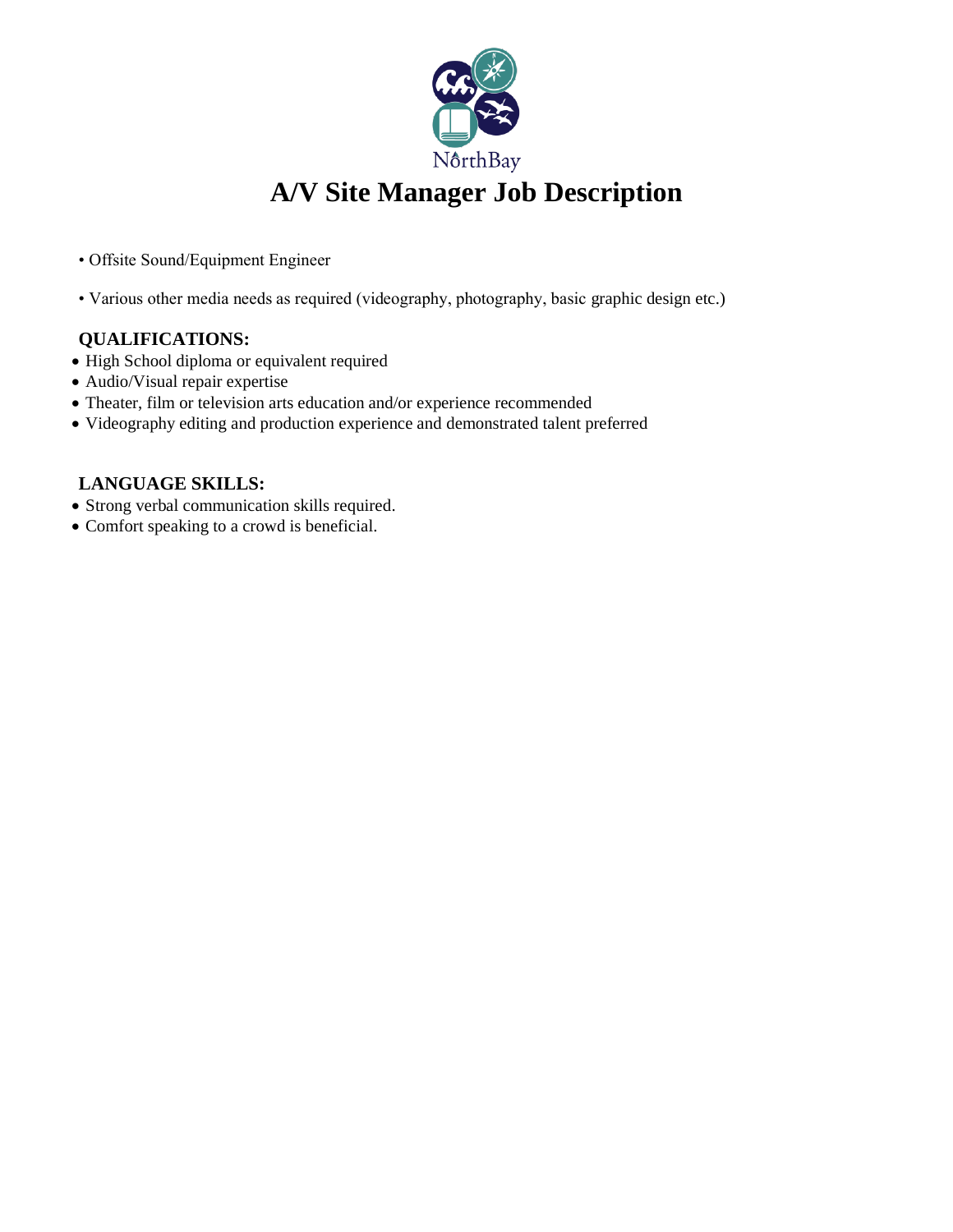NorthBay

# A/V Site Manager Job Description

- Offsite Sound/Equipment Engineer
- Various other media needs as required (videography, photography, basic graphic design etc.)

**QUALIFICATIONS:**

- High School diploma or equivalent required
- Audio/Visual repair expertise
- Theater, film or television arts education and/or experience recommended
- Videography editing and production experience and demonstrated talent preferred

**LANGUAGE SKILLS:**

- Strong verbal communication skills required.
- Comfort speaking to a crowd is beneficial.